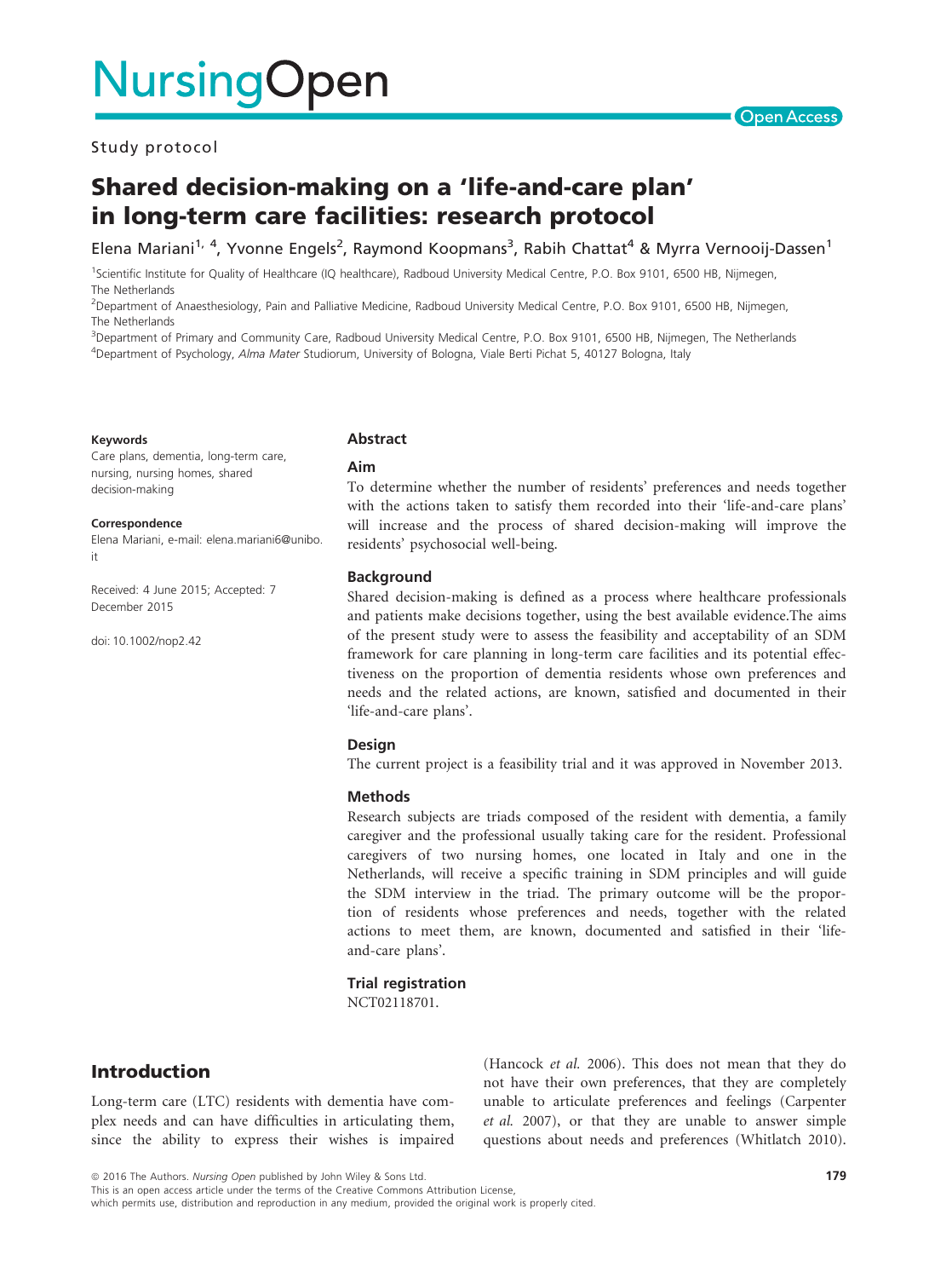Study protocol

# Shared decision-making on a 'life-and-care plan' in long-term care facilities: research protocol

Elena Mariani[1, 4], Yvonne Engels[2], Raymond Koopmans[3], Rabih Chattat[4] & Myrra Vernooij-Dassen[1]

[1]Scientific Institute for Quality of Healthcare (IQ healthcare), Radboud University Medical Centre, P.O. Box 9101, 6500 HB, Nijmegen, The Netherlands

[2]Department of Anaesthesiology, Pain and Palliative Medicine, Radboud University Medical Centre, P.O. Box 9101, 6500 HB, Nijmegen, The Netherlands

[3]Department of Primary and Community Care, Radboud University Medical Centre, P.O. Box 9101, 6500 HB, Nijmegen, The Netherlands

[4]Department of Psychology, *Alma Mater* Studiorum, University of Bologna, Viale Berti Pichat 5, 40127 Bologna, Italy

**Keywords**

Care plans, dementia, long-term care, nursing, nursing homes, shared decision-making

**Correspondence**

Elena Mariani, e-mail: elena.mariani6@unibo.it

Received: 4 June 2015; Accepted: 7 December 2015

doi: 10.1002/nop2.42

## Abstract

### Aim

To determine whether the number of residents' preferences and needs together with the actions taken to satisfy them recorded into their 'life-and-care plans' will increase and the process of shared decision-making will improve the residents' psychosocial well-being.

### Background

Shared decision-making is defined as a process where healthcare professionals and patients make decisions together, using the best available evidence.The aims of the present study were to assess the feasibility and acceptability of an SDM framework for care planning in long-term care facilities and its potential effectiveness on the proportion of dementia residents whose own preferences and needs and the related actions, are known, satisfied and documented in their 'life-and-care plans'.

### Design

The current project is a feasibility trial and it was approved in November 2013.

### Methods

Research subjects are triads composed of the resident with dementia, a family caregiver and the professional usually taking care for the resident. Professional caregivers of two nursing homes, one located in Italy and one in the Netherlands, will receive a specific training in SDM principles and will guide the SDM interview in the triad. The primary outcome will be the proportion of residents whose preferences and needs, together with the related actions to meet them, are known, documented and satisfied in their 'life-and-care plans'.

### Trial registration

NCT02118701.

## Introduction

Long-term care (LTC) residents with dementia have complex needs and can have difficulties in articulating them, since the ability to express their wishes is impaired (Hancock *et al.* 2006). This does not mean that they do not have their own preferences, that they are completely unable to articulate preferences and feelings (Carpenter *et al.* 2007), or that they are unable to answer simple questions about needs and preferences (Whitlatch 2010).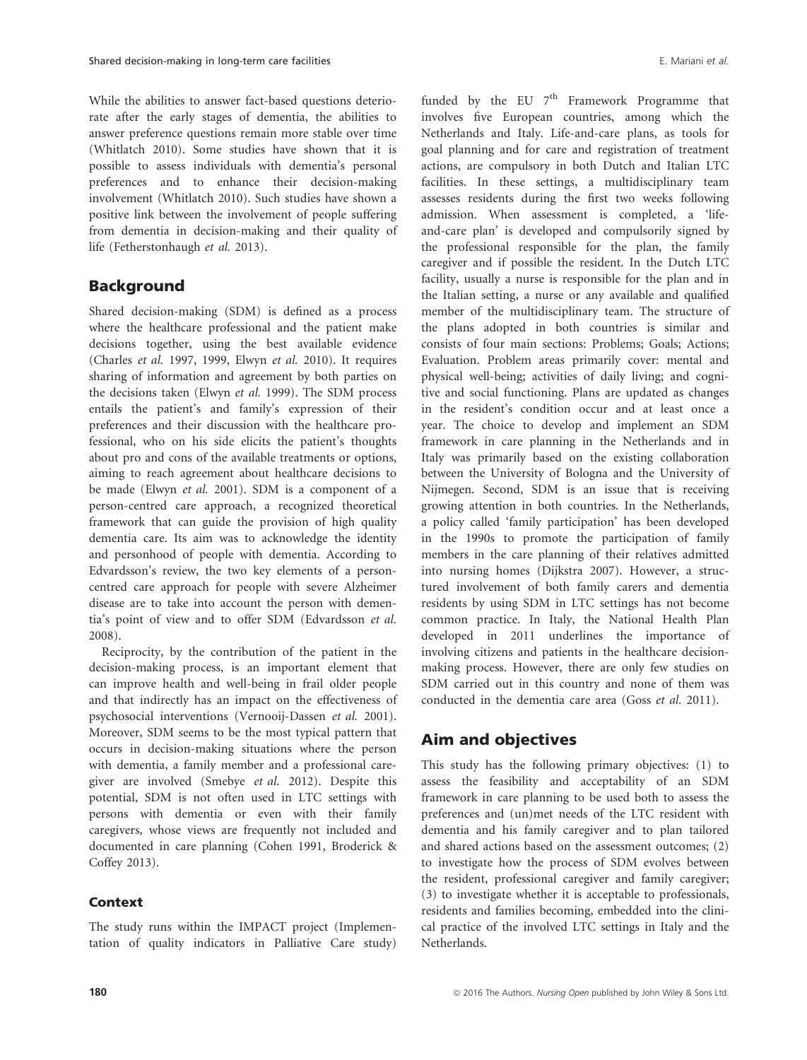While the abilities to answer fact-based questions deteriorate after the early stages of dementia, the abilities to answer preference questions remain more stable over time (Whitlatch 2010). Some studies have shown that it is possible to assess individuals with dementia's personal preferences and to enhance their decision-making involvement (Whitlatch 2010). Such studies have shown a positive link between the involvement of people suffering from dementia in decision-making and their quality of life (Fetherstonhaugh *et al.* 2013).

## Background

Shared decision-making (SDM) is defined as a process where the healthcare professional and the patient make decisions together, using the best available evidence (Charles *et al.* 1997, 1999, Elwyn *et al.* 2010). It requires sharing of information and agreement by both parties on the decisions taken (Elwyn *et al.* 1999). The SDM process entails the patient's and family's expression of their preferences and their discussion with the healthcare professional, who on his side elicits the patient's thoughts about pro and cons of the available treatments or options, aiming to reach agreement about healthcare decisions to be made (Elwyn *et al.* 2001). SDM is a component of a person-centred care approach, a recognized theoretical framework that can guide the provision of high quality dementia care. Its aim was to acknowledge the identity and personhood of people with dementia. According to Edvardsson's review, the two key elements of a person-centred care approach for people with severe Alzheimer disease are to take into account the person with dementia's point of view and to offer SDM (Edvardsson *et al.* 2008).

Reciprocity, by the contribution of the patient in the decision-making process, is an important element that can improve health and well-being in frail older people and that indirectly has an impact on the effectiveness of psychosocial interventions (Vernooij-Dassen *et al.* 2001). Moreover, SDM seems to be the most typical pattern that occurs in decision-making situations where the person with dementia, a family member and a professional caregiver are involved (Smebye *et al.* 2012). Despite this potential, SDM is not often used in LTC settings with persons with dementia or even with their family caregivers, whose views are frequently not included and documented in care planning (Cohen 1991, Broderick & Coffey 2013).

### Context

The study runs within the IMPACT project (Implementation of quality indicators in Palliative Care study) funded by the EU 7[th] Framework Programme that involves five European countries, among which the Netherlands and Italy. Life-and-care plans, as tools for goal planning and for care and registration of treatment actions, are compulsory in both Dutch and Italian LTC facilities. In these settings, a multidisciplinary team assesses residents during the first two weeks following admission. When assessment is completed, a 'life-and-care plan' is developed and compulsorily signed by the professional responsible for the plan, the family caregiver and if possible the resident. In the Dutch LTC facility, usually a nurse is responsible for the plan and in the Italian setting, a nurse or any available and qualified member of the multidisciplinary team. The structure of the plans adopted in both countries is similar and consists of four main sections: Problems; Goals; Actions; Evaluation. Problem areas primarily cover: mental and physical well-being; activities of daily living; and cognitive and social functioning. Plans are updated as changes in the resident's condition occur and at least once a year. The choice to develop and implement an SDM framework in care planning in the Netherlands and in Italy was primarily based on the existing collaboration between the University of Bologna and the University of Nijmegen. Second, SDM is an issue that is receiving growing attention in both countries. In the Netherlands, a policy called 'family participation' has been developed in the 1990s to promote the participation of family members in the care planning of their relatives admitted into nursing homes (Dijkstra 2007). However, a structured involvement of both family carers and dementia residents by using SDM in LTC settings has not become common practice. In Italy, the National Health Plan developed in 2011 underlines the importance of involving citizens and patients in the healthcare decision-making process. However, there are only few studies on SDM carried out in this country and none of them was conducted in the dementia care area (Goss *et al.* 2011).

## Aim and objectives

This study has the following primary objectives: (1) to assess the feasibility and acceptability of an SDM framework in care planning to be used both to assess the preferences and (un)met needs of the LTC resident with dementia and his family caregiver and to plan tailored and shared actions based on the assessment outcomes; (2) to investigate how the process of SDM evolves between the resident, professional caregiver and family caregiver; (3) to investigate whether it is acceptable to professionals, residents and families becoming, embedded into the clinical practice of the involved LTC settings in Italy and the Netherlands.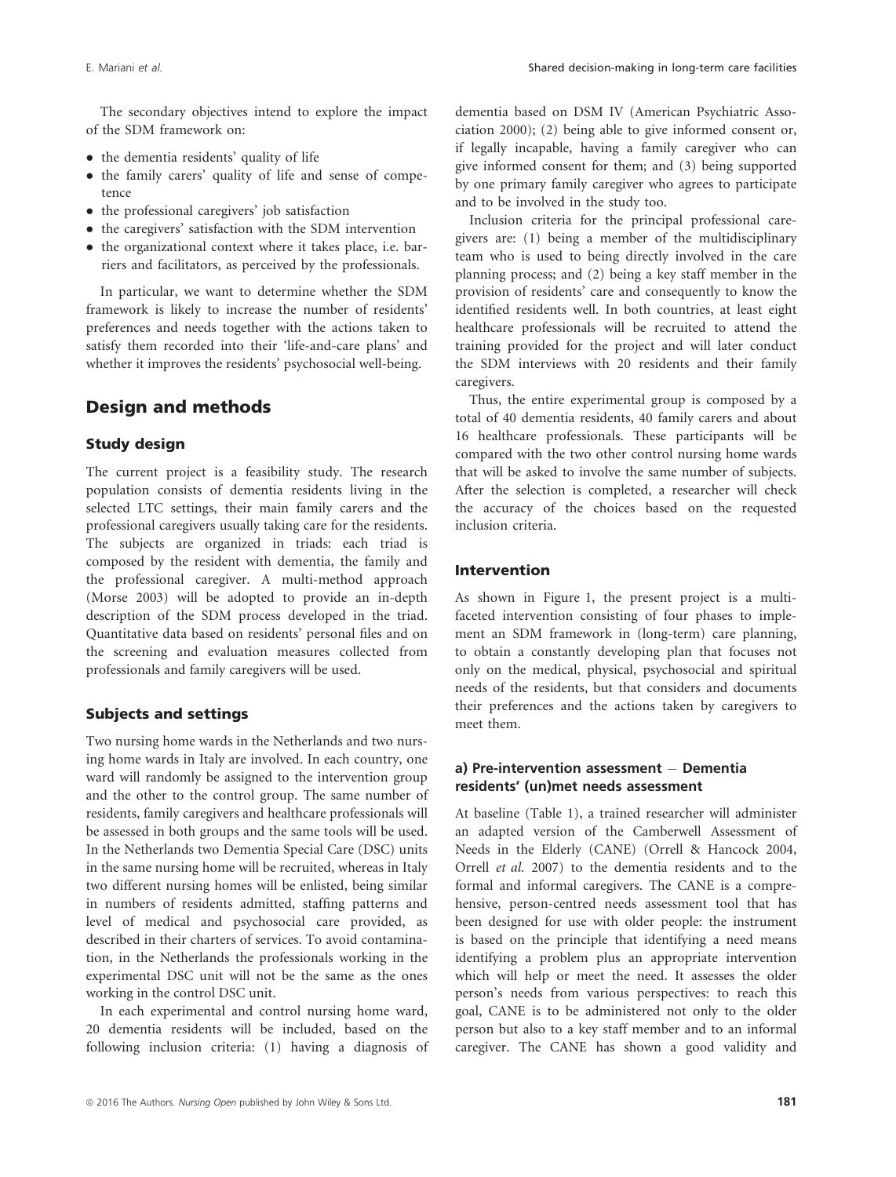The secondary objectives intend to explore the impact of the SDM framework on:

- the dementia residents' quality of life
- the family carers' quality of life and sense of competence
- the professional caregivers' job satisfaction
- the caregivers' satisfaction with the SDM intervention
- the organizational context where it takes place, i.e. barriers and facilitators, as perceived by the professionals.

In particular, we want to determine whether the SDM framework is likely to increase the number of residents' preferences and needs together with the actions taken to satisfy them recorded into their 'life-and-care plans' and whether it improves the residents' psychosocial well-being.

## Design and methods

### Study design

The current project is a feasibility study. The research population consists of dementia residents living in the selected LTC settings, their main family carers and the professional caregivers usually taking care for the residents. The subjects are organized in triads: each triad is composed by the resident with dementia, the family and the professional caregiver. A multi-method approach (Morse 2003) will be adopted to provide an in-depth description of the SDM process developed in the triad. Quantitative data based on residents' personal files and on the screening and evaluation measures collected from professionals and family caregivers will be used.

### Subjects and settings

Two nursing home wards in the Netherlands and two nursing home wards in Italy are involved. In each country, one ward will randomly be assigned to the intervention group and the other to the control group. The same number of residents, family caregivers and healthcare professionals will be assessed in both groups and the same tools will be used. In the Netherlands two Dementia Special Care (DSC) units in the same nursing home will be recruited, whereas in Italy two different nursing homes will be enlisted, being similar in numbers of residents admitted, staffing patterns and level of medical and psychosocial care provided, as described in their charters of services. To avoid contamination, in the Netherlands the professionals working in the experimental DSC unit will not be the same as the ones working in the control DSC unit.

In each experimental and control nursing home ward, 20 dementia residents will be included, based on the following inclusion criteria: (1) having a diagnosis of dementia based on DSM IV (American Psychiatric Association 2000); (2) being able to give informed consent or, if legally incapable, having a family caregiver who can give informed consent for them; and (3) being supported by one primary family caregiver who agrees to participate and to be involved in the study too.

Inclusion criteria for the principal professional caregivers are: (1) being a member of the multidisciplinary team who is used to being directly involved in the care planning process; and (2) being a key staff member in the provision of residents' care and consequently to know the identified residents well. In both countries, at least eight healthcare professionals will be recruited to attend the training provided for the project and will later conduct the SDM interviews with 20 residents and their family caregivers.

Thus, the entire experimental group is composed by a total of 40 dementia residents, 40 family carers and about 16 healthcare professionals. These participants will be compared with the two other control nursing home wards that will be asked to involve the same number of subjects. After the selection is completed, a researcher will check the accuracy of the choices based on the requested inclusion criteria.

### Intervention

As shown in Figure 1, the present project is a multifaceted intervention consisting of four phases to implement an SDM framework in (long-term) care planning, to obtain a constantly developing plan that focuses not only on the medical, physical, psychosocial and spiritual needs of the residents, but that considers and documents their preferences and the actions taken by caregivers to meet them.

#### a) Pre-intervention assessment – Dementia residents' (un)met needs assessment

At baseline (Table 1), a trained researcher will administer an adapted version of the Camberwell Assessment of Needs in the Elderly (CANE) (Orrell & Hancock 2004, Orrell *et al.* 2007) to the dementia residents and to the formal and informal caregivers. The CANE is a comprehensive, person-centred needs assessment tool that has been designed for use with older people: the instrument is based on the principle that identifying a need means identifying a problem plus an appropriate intervention which will help or meet the need. It assesses the older person's needs from various perspectives: to reach this goal, CANE is to be administered not only to the older person but also to a key staff member and to an informal caregiver. The CANE has shown a good validity and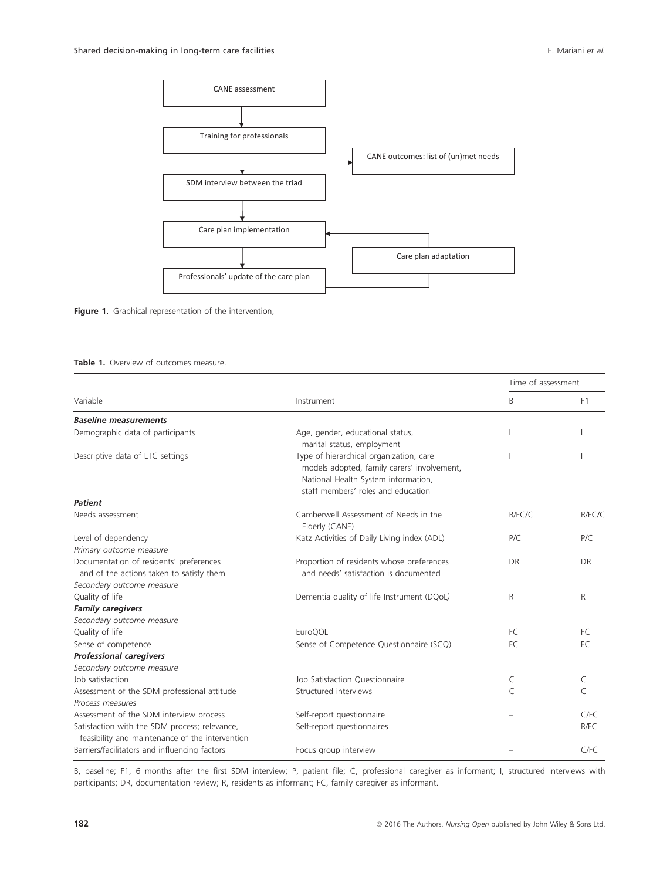CANE assessment

Training for professionals

CANE outcomes: list of (un)met needs

SDM interview between the triad

Care plan implementation

Care plan adaptation

Professionals' update of the care plan

**Figure 1.** Graphical representation of the intervention,

**Table 1.** Overview of outcomes measure.

| Variable | Instrument | Time of assessment | |
|---|---|---|---|
| | | B | F1 |
| ***Baseline measurements*** | | | |
| Demographic data of participants | Age, gender, educational status, marital status, employment | I | I |
| Descriptive data of LTC settings | Type of hierarchical organization, care models adopted, family carers' involvement, National Health System information, staff members' roles and education | I | I |
| ***Patient*** | | | |
| Needs assessment | Camberwell Assessment of Needs in the Elderly (CANE) | R/FC/C | R/FC/C |
| Level of dependency | Katz Activities of Daily Living index (ADL) | P/C | P/C |
| *Primary outcome measure* | | | |
| Documentation of residents' preferences and of the actions taken to satisfy them | Proportion of residents whose preferences and needs' satisfaction is documented | DR | DR |
| *Secondary outcome measure* | | | |
| Quality of life | Dementia quality of life Instrument (DQoL) | R | R |
| ***Family caregivers*** | | | |
| *Secondary outcome measure* | | | |
| Quality of life | EuroQOL | FC | FC |
| Sense of competence | Sense of Competence Questionnaire (SCQ) | FC | FC |
| ***Professional caregivers*** | | | |
| *Secondary outcome measure* | | | |
| Job satisfaction | Job Satisfaction Questionnaire | C | C |
| Assessment of the SDM professional attitude | Structured interviews | C | C |
| *Process measures* | | | |
| Assessment of the SDM interview process | Self-report questionnaire | – | C/FC |
| Satisfaction with the SDM process; relevance, feasibility and maintenance of the intervention | Self-report questionnaires | – | R/FC |
| Barriers/facilitators and influencing factors | Focus group interview | – | C/FC |

B, baseline; F1, 6 months after the first SDM interview; P, patient file; C, professional caregiver as informant; I, structured interviews with participants; DR, documentation review; R, residents as informant; FC, family caregiver as informant.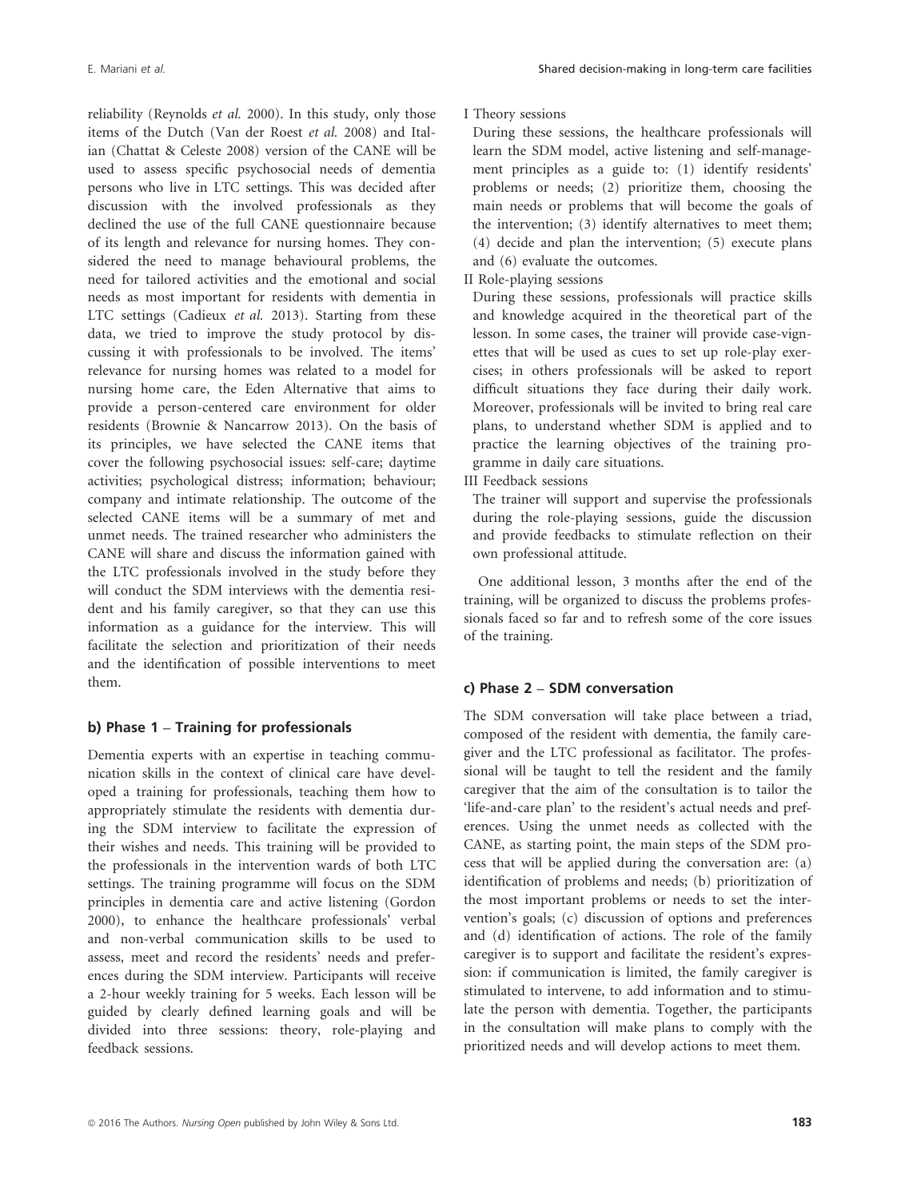reliability (Reynolds *et al.* 2000). In this study, only those items of the Dutch (Van der Roest *et al.* 2008) and Italian (Chattat & Celeste 2008) version of the CANE will be used to assess specific psychosocial needs of dementia persons who live in LTC settings. This was decided after discussion with the involved professionals as they declined the use of the full CANE questionnaire because of its length and relevance for nursing homes. They considered the need to manage behavioural problems, the need for tailored activities and the emotional and social needs as most important for residents with dementia in LTC settings (Cadieux *et al.* 2013). Starting from these data, we tried to improve the study protocol by discussing it with professionals to be involved. The items' relevance for nursing homes was related to a model for nursing home care, the Eden Alternative that aims to provide a person-centered care environment for older residents (Brownie & Nancarrow 2013). On the basis of its principles, we have selected the CANE items that cover the following psychosocial issues: self-care; daytime activities; psychological distress; information; behaviour; company and intimate relationship. The outcome of the selected CANE items will be a summary of met and unmet needs. The trained researcher who administers the CANE will share and discuss the information gained with the LTC professionals involved in the study before they will conduct the SDM interviews with the dementia resident and his family caregiver, so that they can use this information as a guidance for the interview. This will facilitate the selection and prioritization of their needs and the identification of possible interventions to meet them.

### b) Phase 1 – Training for professionals

Dementia experts with an expertise in teaching communication skills in the context of clinical care have developed a training for professionals, teaching them how to appropriately stimulate the residents with dementia during the SDM interview to facilitate the expression of their wishes and needs. This training will be provided to the professionals in the intervention wards of both LTC settings. The training programme will focus on the SDM principles in dementia care and active listening (Gordon 2000), to enhance the healthcare professionals' verbal and non-verbal communication skills to be used to assess, meet and record the residents' needs and preferences during the SDM interview. Participants will receive a 2-hour weekly training for 5 weeks. Each lesson will be guided by clearly defined learning goals and will be divided into three sessions: theory, role-playing and feedback sessions.

I Theory sessions

During these sessions, the healthcare professionals will learn the SDM model, active listening and self-management principles as a guide to: (1) identify residents' problems or needs; (2) prioritize them, choosing the main needs or problems that will become the goals of the intervention; (3) identify alternatives to meet them; (4) decide and plan the intervention; (5) execute plans and (6) evaluate the outcomes.

II Role-playing sessions

During these sessions, professionals will practice skills and knowledge acquired in the theoretical part of the lesson. In some cases, the trainer will provide case-vignettes that will be used as cues to set up role-play exercises; in others professionals will be asked to report difficult situations they face during their daily work. Moreover, professionals will be invited to bring real care plans, to understand whether SDM is applied and to practice the learning objectives of the training programme in daily care situations.

III Feedback sessions

The trainer will support and supervise the professionals during the role-playing sessions, guide the discussion and provide feedbacks to stimulate reflection on their own professional attitude.

One additional lesson, 3 months after the end of the training, will be organized to discuss the problems professionals faced so far and to refresh some of the core issues of the training.

### c) Phase 2 – SDM conversation

The SDM conversation will take place between a triad, composed of the resident with dementia, the family caregiver and the LTC professional as facilitator. The professional will be taught to tell the resident and the family caregiver that the aim of the consultation is to tailor the 'life-and-care plan' to the resident's actual needs and preferences. Using the unmet needs as collected with the CANE, as starting point, the main steps of the SDM process that will be applied during the conversation are: (a) identification of problems and needs; (b) prioritization of the most important problems or needs to set the intervention's goals; (c) discussion of options and preferences and (d) identification of actions. The role of the family caregiver is to support and facilitate the resident's expression: if communication is limited, the family caregiver is stimulated to intervene, to add information and to stimulate the person with dementia. Together, the participants in the consultation will make plans to comply with the prioritized needs and will develop actions to meet them.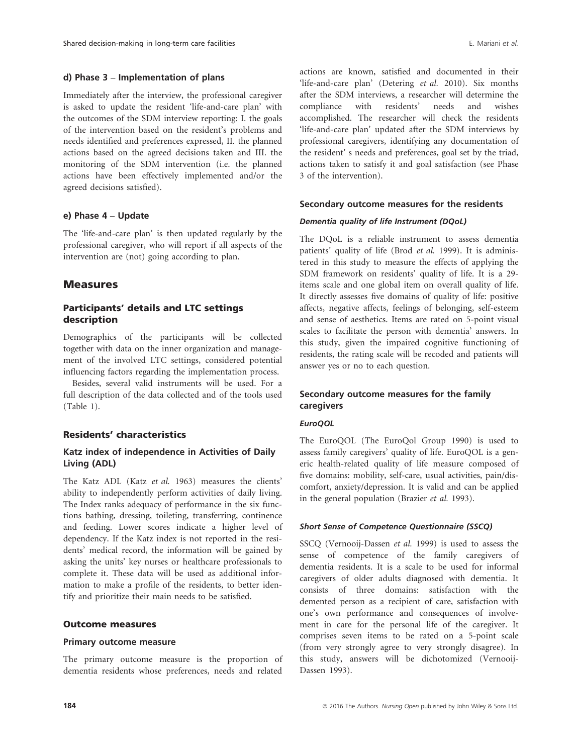#### d) Phase 3 – Implementation of plans

Immediately after the interview, the professional caregiver is asked to update the resident 'life-and-care plan' with the outcomes of the SDM interview reporting: I. the goals of the intervention based on the resident's problems and needs identified and preferences expressed, II. the planned actions based on the agreed decisions taken and III. the monitoring of the SDM intervention (i.e. the planned actions have been effectively implemented and/or the agreed decisions satisfied).

#### e) Phase 4 – Update

The 'life-and-care plan' is then updated regularly by the professional caregiver, who will report if all aspects of the intervention are (not) going according to plan.

## Measures

### Participants' details and LTC settings description

Demographics of the participants will be collected together with data on the inner organization and management of the involved LTC settings, considered potential influencing factors regarding the implementation process.

Besides, several valid instruments will be used. For a full description of the data collected and of the tools used (Table 1).

### Residents' characteristics

#### Katz index of independence in Activities of Daily Living (ADL)

The Katz ADL (Katz *et al.* 1963) measures the clients' ability to independently perform activities of daily living. The Index ranks adequacy of performance in the six functions bathing, dressing, toileting, transferring, continence and feeding. Lower scores indicate a higher level of dependency. If the Katz index is not reported in the residents' medical record, the information will be gained by asking the units' key nurses or healthcare professionals to complete it. These data will be used as additional information to make a profile of the residents, to better identify and prioritize their main needs to be satisfied.

### Outcome measures

#### Primary outcome measure

The primary outcome measure is the proportion of dementia residents whose preferences, needs and related actions are known, satisfied and documented in their 'life-and-care plan' (Detering *et al.* 2010). Six months after the SDM interviews, a researcher will determine the compliance with residents' needs and wishes accomplished. The researcher will check the residents 'life-and-care plan' updated after the SDM interviews by professional caregivers, identifying any documentation of the resident' s needs and preferences, goal set by the triad, actions taken to satisfy it and goal satisfaction (see Phase 3 of the intervention).

#### Secondary outcome measures for the residents

##### *Dementia quality of life Instrument (DQoL)*

The DQoL is a reliable instrument to assess dementia patients' quality of life (Brod *et al.* 1999). It is administered in this study to measure the effects of applying the SDM framework on residents' quality of life. It is a 29-items scale and one global item on overall quality of life. It directly assesses five domains of quality of life: positive affects, negative affects, feelings of belonging, self-esteem and sense of aesthetics. Items are rated on 5-point visual scales to facilitate the person with dementia' answers. In this study, given the impaired cognitive functioning of residents, the rating scale will be recoded and patients will answer yes or no to each question.

#### Secondary outcome measures for the family caregivers

##### *EuroQOL*

The EuroQOL (The EuroQol Group 1990) is used to assess family caregivers' quality of life. EuroQOL is a generic health-related quality of life measure composed of five domains: mobility, self-care, usual activities, pain/discomfort, anxiety/depression. It is valid and can be applied in the general population (Brazier *et al.* 1993).

##### *Short Sense of Competence Questionnaire (SSCQ)*

SSCQ (Vernooij-Dassen *et al.* 1999) is used to assess the sense of competence of the family caregivers of dementia residents. It is a scale to be used for informal caregivers of older adults diagnosed with dementia. It consists of three domains: satisfaction with the demented person as a recipient of care, satisfaction with one's own performance and consequences of involvement in care for the personal life of the caregiver. It comprises seven items to be rated on a 5-point scale (from very strongly agree to very strongly disagree). In this study, answers will be dichotomized (Vernooij-Dassen 1993).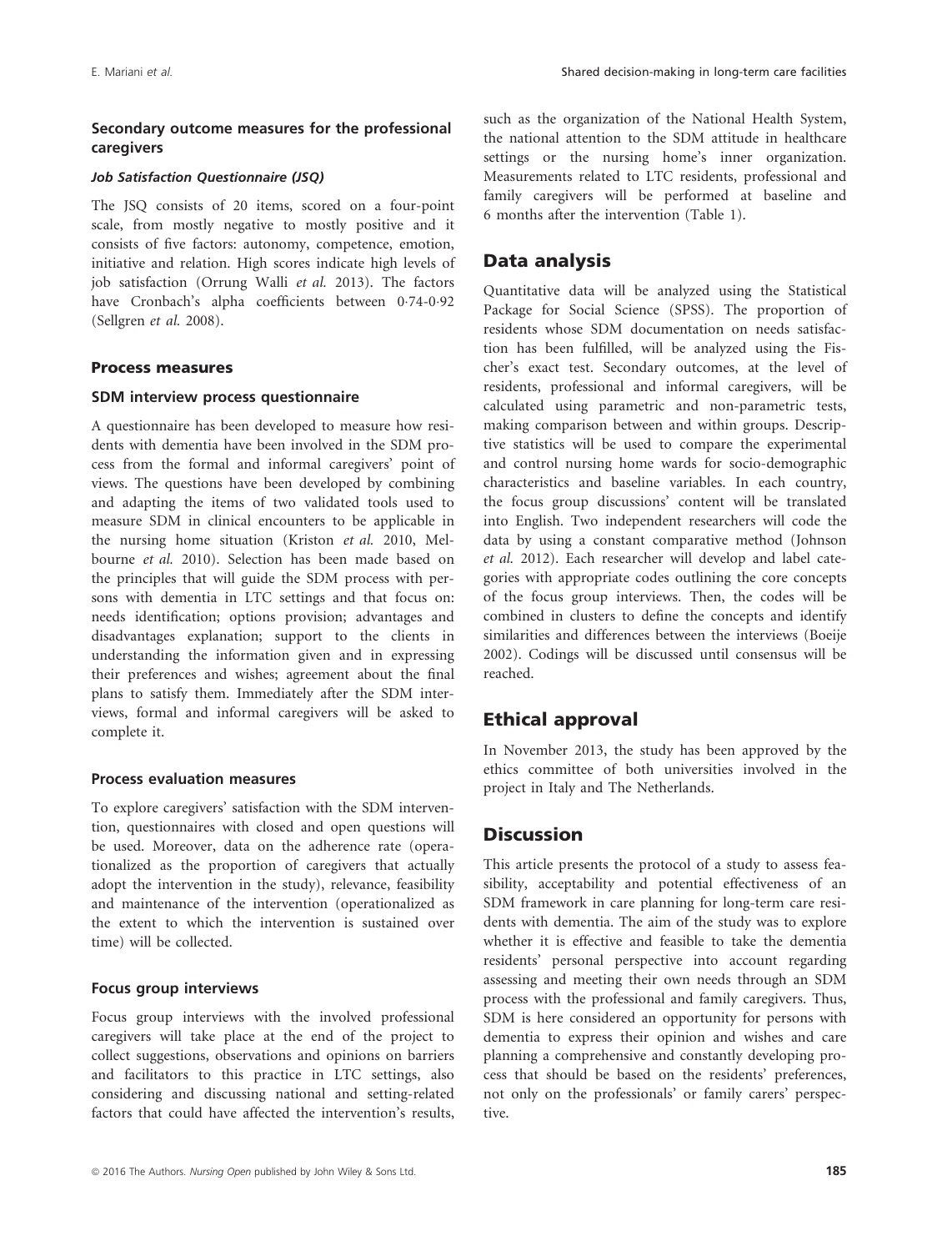### Secondary outcome measures for the professional caregivers

#### *Job Satisfaction Questionnaire (JSQ)*

The JSQ consists of 20 items, scored on a four-point scale, from mostly negative to mostly positive and it consists of five factors: autonomy, competence, emotion, initiative and relation. High scores indicate high levels of job satisfaction (Orrung Walli *et al.* 2013). The factors have Cronbach's alpha coefficients between 0·74-0·92 (Sellgren *et al.* 2008).

### Process measures

#### SDM interview process questionnaire

A questionnaire has been developed to measure how residents with dementia have been involved in the SDM process from the formal and informal caregivers' point of views. The questions have been developed by combining and adapting the items of two validated tools used to measure SDM in clinical encounters to be applicable in the nursing home situation (Kriston *et al.* 2010, Melbourne *et al.* 2010). Selection has been made based on the principles that will guide the SDM process with persons with dementia in LTC settings and that focus on: needs identification; options provision; advantages and disadvantages explanation; support to the clients in understanding the information given and in expressing their preferences and wishes; agreement about the final plans to satisfy them. Immediately after the SDM interviews, formal and informal caregivers will be asked to complete it.

#### Process evaluation measures

To explore caregivers' satisfaction with the SDM intervention, questionnaires with closed and open questions will be used. Moreover, data on the adherence rate (operationalized as the proportion of caregivers that actually adopt the intervention in the study), relevance, feasibility and maintenance of the intervention (operationalized as the extent to which the intervention is sustained over time) will be collected.

#### Focus group interviews

Focus group interviews with the involved professional caregivers will take place at the end of the project to collect suggestions, observations and opinions on barriers and facilitators to this practice in LTC settings, also considering and discussing national and setting-related factors that could have affected the intervention's results, such as the organization of the National Health System, the national attention to the SDM attitude in healthcare settings or the nursing home's inner organization. Measurements related to LTC residents, professional and family caregivers will be performed at baseline and 6 months after the intervention (Table 1).

## Data analysis

Quantitative data will be analyzed using the Statistical Package for Social Science (SPSS). The proportion of residents whose SDM documentation on needs satisfaction has been fulfilled, will be analyzed using the Fischer's exact test. Secondary outcomes, at the level of residents, professional and informal caregivers, will be calculated using parametric and non-parametric tests, making comparison between and within groups. Descriptive statistics will be used to compare the experimental and control nursing home wards for socio-demographic characteristics and baseline variables. In each country, the focus group discussions' content will be translated into English. Two independent researchers will code the data by using a constant comparative method (Johnson *et al.* 2012). Each researcher will develop and label categories with appropriate codes outlining the core concepts of the focus group interviews. Then, the codes will be combined in clusters to define the concepts and identify similarities and differences between the interviews (Boeije 2002). Codings will be discussed until consensus will be reached.

## Ethical approval

In November 2013, the study has been approved by the ethics committee of both universities involved in the project in Italy and The Netherlands.

## Discussion

This article presents the protocol of a study to assess feasibility, acceptability and potential effectiveness of an SDM framework in care planning for long-term care residents with dementia. The aim of the study was to explore whether it is effective and feasible to take the dementia residents' personal perspective into account regarding assessing and meeting their own needs through an SDM process with the professional and family caregivers. Thus, SDM is here considered an opportunity for persons with dementia to express their opinion and wishes and care planning a comprehensive and constantly developing process that should be based on the residents' preferences, not only on the professionals' or family carers' perspective.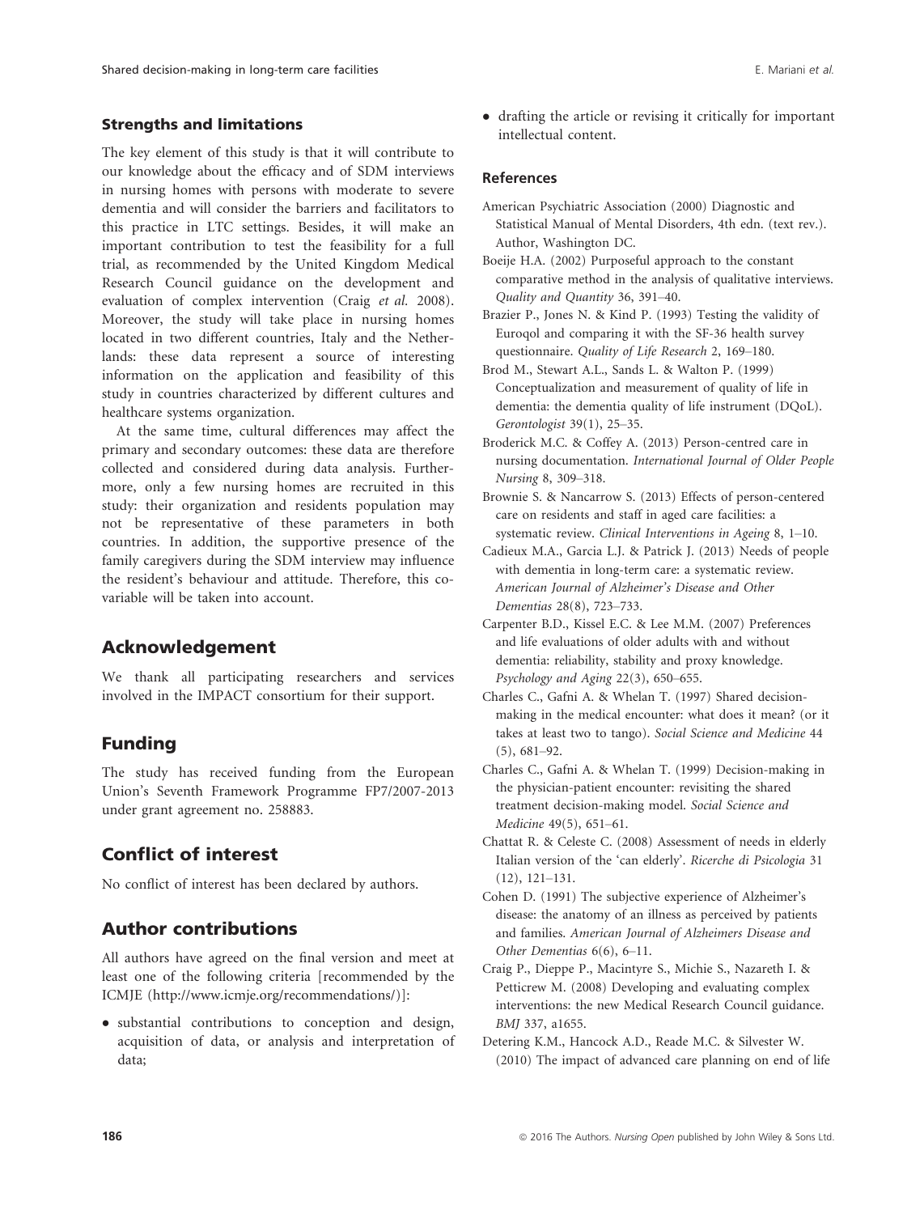### Strengths and limitations

The key element of this study is that it will contribute to our knowledge about the efficacy and of SDM interviews in nursing homes with persons with moderate to severe dementia and will consider the barriers and facilitators to this practice in LTC settings. Besides, it will make an important contribution to test the feasibility for a full trial, as recommended by the United Kingdom Medical Research Council guidance on the development and evaluation of complex intervention (Craig *et al.* 2008). Moreover, the study will take place in nursing homes located in two different countries, Italy and the Netherlands: these data represent a source of interesting information on the application and feasibility of this study in countries characterized by different cultures and healthcare systems organization.

At the same time, cultural differences may affect the primary and secondary outcomes: these data are therefore collected and considered during data analysis. Furthermore, only a few nursing homes are recruited in this study: their organization and residents population may not be representative of these parameters in both countries. In addition, the supportive presence of the family caregivers during the SDM interview may influence the resident's behaviour and attitude. Therefore, this co-variable will be taken into account.

## Acknowledgement

We thank all participating researchers and services involved in the IMPACT consortium for their support.

## Funding

The study has received funding from the European Union's Seventh Framework Programme FP7/2007-2013 under grant agreement no. 258883.

## Conflict of interest

No conflict of interest has been declared by authors.

## Author contributions

All authors have agreed on the final version and meet at least one of the following criteria [recommended by the ICMJE (http://www.icmje.org/recommendations/)]:

- substantial contributions to conception and design, acquisition of data, or analysis and interpretation of data;
- drafting the article or revising it critically for important intellectual content.

### References

American Psychiatric Association (2000) Diagnostic and Statistical Manual of Mental Disorders, 4th edn. (text rev.). Author, Washington DC.

Boeije H.A. (2002) Purposeful approach to the constant comparative method in the analysis of qualitative interviews. *Quality and Quantity* 36, 391–40.

Brazier P., Jones N. & Kind P. (1993) Testing the validity of Euroqol and comparing it with the SF-36 health survey questionnaire. *Quality of Life Research* 2, 169–180.

Brod M., Stewart A.L., Sands L. & Walton P. (1999) Conceptualization and measurement of quality of life in dementia: the dementia quality of life instrument (DQoL). *Gerontologist* 39(1), 25–35.

Broderick M.C. & Coffey A. (2013) Person-centred care in nursing documentation. *International Journal of Older People Nursing* 8, 309–318.

Brownie S. & Nancarrow S. (2013) Effects of person-centered care on residents and staff in aged care facilities: a systematic review. *Clinical Interventions in Ageing* 8, 1–10.

Cadieux M.A., Garcia L.J. & Patrick J. (2013) Needs of people with dementia in long-term care: a systematic review. *American Journal of Alzheimer's Disease and Other Dementias* 28(8), 723–733.

Carpenter B.D., Kissel E.C. & Lee M.M. (2007) Preferences and life evaluations of older adults with and without dementia: reliability, stability and proxy knowledge. *Psychology and Aging* 22(3), 650–655.

Charles C., Gafni A. & Whelan T. (1997) Shared decision-making in the medical encounter: what does it mean? (or it takes at least two to tango). *Social Science and Medicine* 44 (5), 681–92.

Charles C., Gafni A. & Whelan T. (1999) Decision-making in the physician-patient encounter: revisiting the shared treatment decision-making model. *Social Science and Medicine* 49(5), 651–61.

Chattat R. & Celeste C. (2008) Assessment of needs in elderly Italian version of the 'can elderly'. *Ricerche di Psicologia* 31 (12), 121–131.

Cohen D. (1991) The subjective experience of Alzheimer's disease: the anatomy of an illness as perceived by patients and families. *American Journal of Alzheimers Disease and Other Dementias* 6(6), 6–11.

Craig P., Dieppe P., Macintyre S., Michie S., Nazareth I. & Petticrew M. (2008) Developing and evaluating complex interventions: the new Medical Research Council guidance. *BMJ* 337, a1655.

Detering K.M., Hancock A.D., Reade M.C. & Silvester W. (2010) The impact of advanced care planning on end of life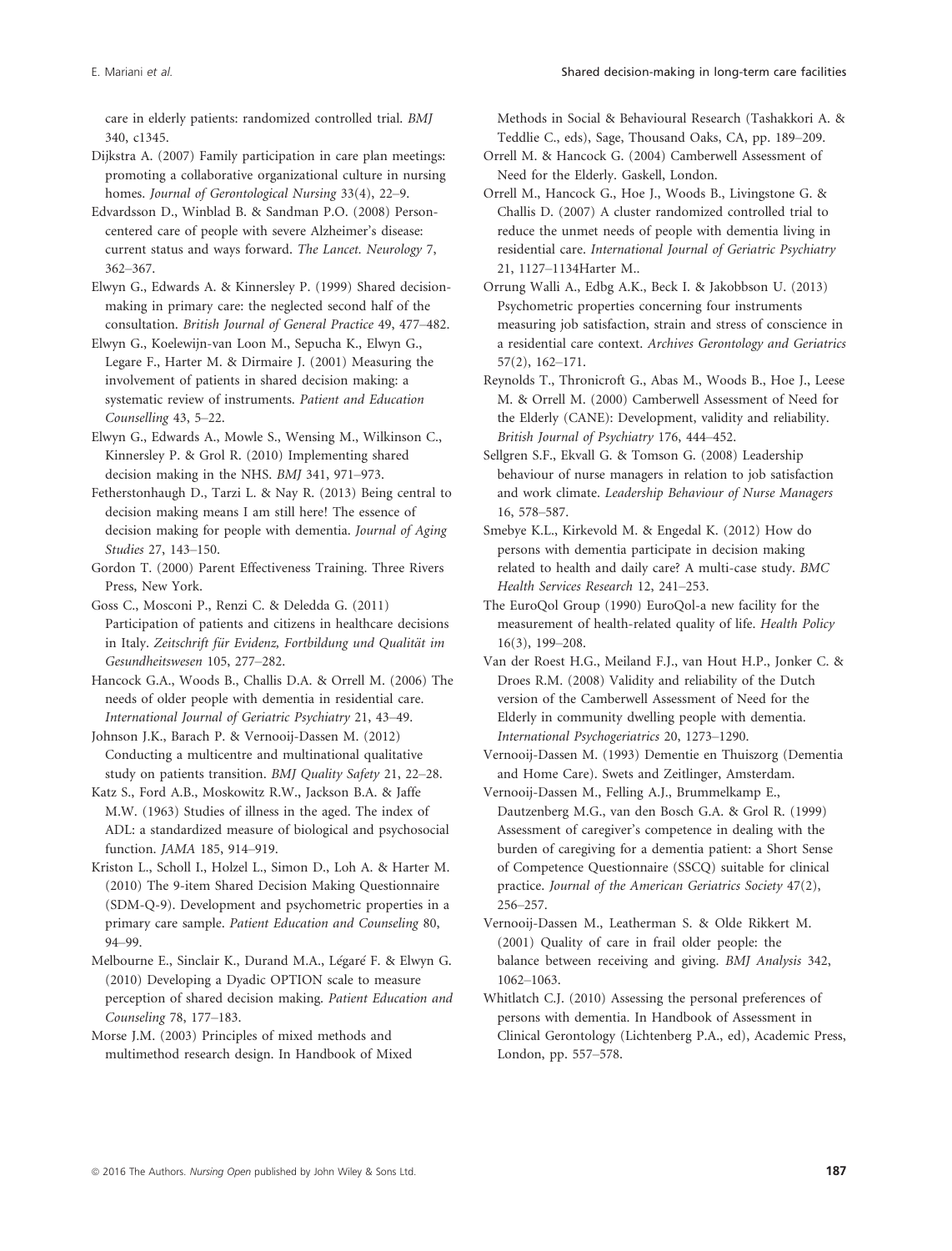care in elderly patients: randomized controlled trial. *BMJ* 340, c1345.

Dijkstra A. (2007) Family participation in care plan meetings: promoting a collaborative organizational culture in nursing homes. *Journal of Gerontological Nursing* 33(4), 22–9.

Edvardsson D., Winblad B. & Sandman P.O. (2008) Person-centered care of people with severe Alzheimer's disease: current status and ways forward. *The Lancet. Neurology* 7, 362–367.

Elwyn G., Edwards A. & Kinnersley P. (1999) Shared decision-making in primary care: the neglected second half of the consultation. *British Journal of General Practice* 49, 477–482.

Elwyn G., Koelewijn-van Loon M., Sepucha K., Elwyn G., Legare F., Harter M. & Dirmaire J. (2001) Measuring the involvement of patients in shared decision making: a systematic review of instruments. *Patient and Education Counselling* 43, 5–22.

Elwyn G., Edwards A., Mowle S., Wensing M., Wilkinson C., Kinnersley P. & Grol R. (2010) Implementing shared decision making in the NHS. *BMJ* 341, 971–973.

Fetherstonhaugh D., Tarzi L. & Nay R. (2013) Being central to decision making means I am still here! The essence of decision making for people with dementia. *Journal of Aging Studies* 27, 143–150.

Gordon T. (2000) Parent Effectiveness Training. Three Rivers Press, New York.

Goss C., Mosconi P., Renzi C. & Deledda G. (2011) Participation of patients and citizens in healthcare decisions in Italy. *Zeitschrift für Evidenz, Fortbildung und Qualität im Gesundheitswesen* 105, 277–282.

Hancock G.A., Woods B., Challis D.A. & Orrell M. (2006) The needs of older people with dementia in residential care. *International Journal of Geriatric Psychiatry* 21, 43–49.

Johnson J.K., Barach P. & Vernooij-Dassen M. (2012) Conducting a multicentre and multinational qualitative study on patients transition. *BMJ Quality Safety* 21, 22–28.

Katz S., Ford A.B., Moskowitz R.W., Jackson B.A. & Jaffe M.W. (1963) Studies of illness in the aged. The index of ADL: a standardized measure of biological and psychosocial function. *JAMA* 185, 914–919.

Kriston L., Scholl I., Holzel L., Simon D., Loh A. & Harter M. (2010) The 9-item Shared Decision Making Questionnaire (SDM-Q-9). Development and psychometric properties in a primary care sample. *Patient Education and Counseling* 80, 94–99.

Melbourne E., Sinclair K., Durand M.A., Légaré F. & Elwyn G. (2010) Developing a Dyadic OPTION scale to measure perception of shared decision making. *Patient Education and Counseling* 78, 177–183.

Morse J.M. (2003) Principles of mixed methods and multimethod research design. In Handbook of Mixed Methods in Social & Behavioural Research (Tashakkori A. & Teddlie C., eds), Sage, Thousand Oaks, CA, pp. 189–209.

Orrell M. & Hancock G. (2004) Camberwell Assessment of Need for the Elderly. Gaskell, London.

Orrell M., Hancock G., Hoe J., Woods B., Livingstone G. & Challis D. (2007) A cluster randomized controlled trial to reduce the unmet needs of people with dementia living in residential care. *International Journal of Geriatric Psychiatry* 21, 1127–1134Harter M..

Orrung Walli A., Edbg A.K., Beck I. & Jakobbson U. (2013) Psychometric properties concerning four instruments measuring job satisfaction, strain and stress of conscience in a residential care context. *Archives Gerontology and Geriatrics* 57(2), 162–171.

Reynolds T., Thronicroft G., Abas M., Woods B., Hoe J., Leese M. & Orrell M. (2000) Camberwell Assessment of Need for the Elderly (CANE): Development, validity and reliability. *British Journal of Psychiatry* 176, 444–452.

Sellgren S.F., Ekvall G. & Tomson G. (2008) Leadership behaviour of nurse managers in relation to job satisfaction and work climate. *Leadership Behaviour of Nurse Managers* 16, 578–587.

Smebye K.L., Kirkevold M. & Engedal K. (2012) How do persons with dementia participate in decision making related to health and daily care? A multi-case study. *BMC Health Services Research* 12, 241–253.

The EuroQol Group (1990) EuroQol-a new facility for the measurement of health-related quality of life. *Health Policy* 16(3), 199–208.

Van der Roest H.G., Meiland F.J., van Hout H.P., Jonker C. & Droes R.M. (2008) Validity and reliability of the Dutch version of the Camberwell Assessment of Need for the Elderly in community dwelling people with dementia. *International Psychogeriatrics* 20, 1273–1290.

Vernooij-Dassen M. (1993) Dementie en Thuiszorg (Dementia and Home Care). Swets and Zeitlinger, Amsterdam.

Vernooij-Dassen M., Felling A.J., Brummelkamp E., Dautzenberg M.G., van den Bosch G.A. & Grol R. (1999) Assessment of caregiver's competence in dealing with the burden of caregiving for a dementia patient: a Short Sense of Competence Questionnaire (SSCQ) suitable for clinical practice. *Journal of the American Geriatrics Society* 47(2), 256–257.

Vernooij-Dassen M., Leatherman S. & Olde Rikkert M. (2001) Quality of care in frail older people: the balance between receiving and giving. *BMJ Analysis* 342, 1062–1063.

Whitlatch C.J. (2010) Assessing the personal preferences of persons with dementia. In Handbook of Assessment in Clinical Gerontology (Lichtenberg P.A., ed), Academic Press, London, pp. 557–578.